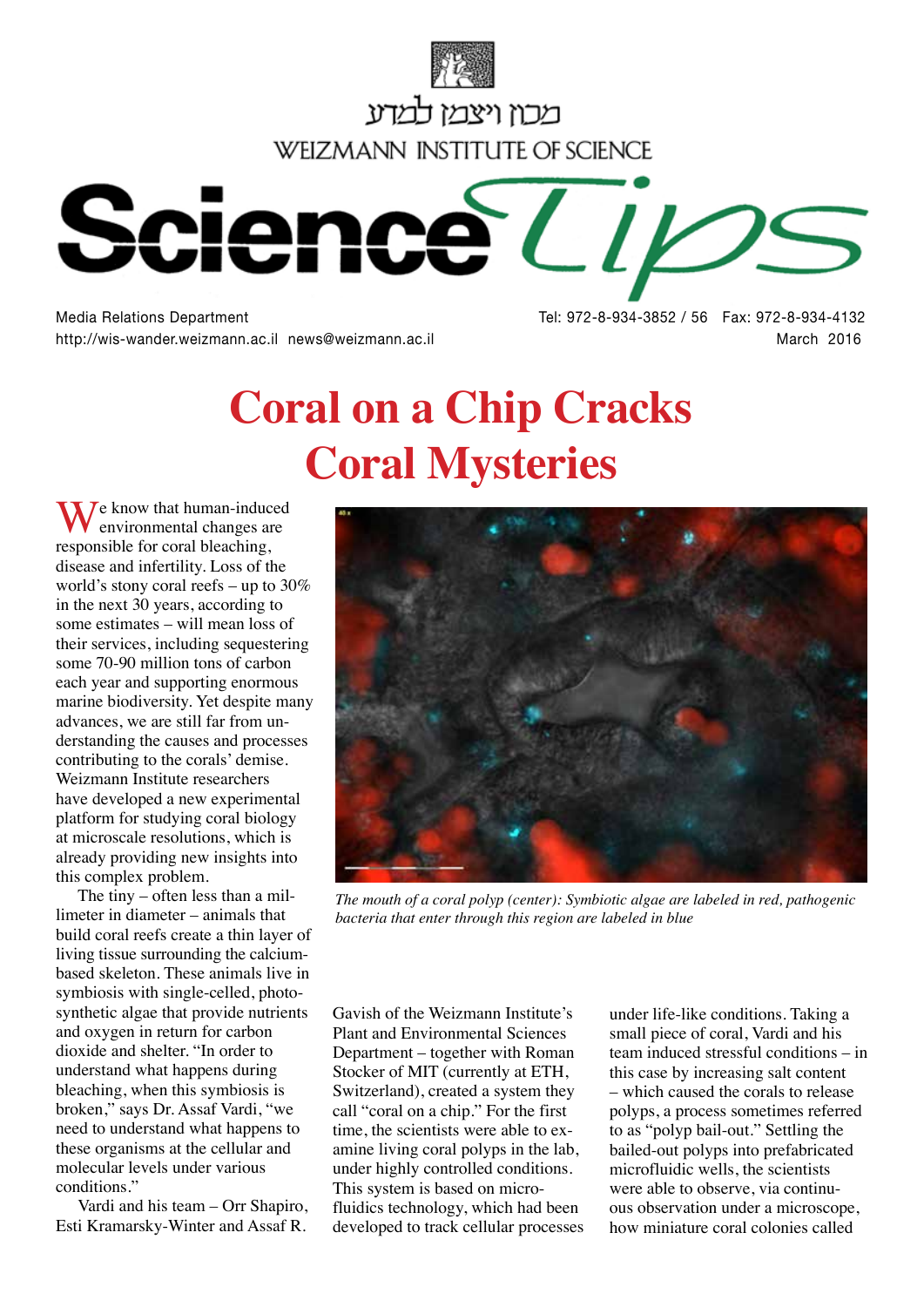מכון ויצמן למדע

WEIZMANN INSTITUTE OF SCIENCE

# Science Tips

Media Relations Department
http://wis-wander.weizmann.ac.il news@weizmann.ac.il

Tel: 972-8-934-3852 / 56 Fax: 972-8-934-4132
March 2016

# Coral on a Chip Cracks Coral Mysteries

We know that human-induced environmental changes are responsible for coral bleaching, disease and infertility. Loss of the world's stony coral reefs – up to 30% in the next 30 years, according to some estimates – will mean loss of their services, including sequestering some 70-90 million tons of carbon each year and supporting enormous marine biodiversity. Yet despite many advances, we are still far from understanding the causes and processes contributing to the corals' demise. Weizmann Institute researchers have developed a new experimental platform for studying coral biology at microscale resolutions, which is already providing new insights into this complex problem.

The tiny – often less than a millimeter in diameter – animals that build coral reefs create a thin layer of living tissue surrounding the calcium-based skeleton. These animals live in symbiosis with single-celled, photosynthetic algae that provide nutrients and oxygen in return for carbon dioxide and shelter. "In order to understand what happens during bleaching, when this symbiosis is broken," says Dr. Assaf Vardi, "we need to understand what happens to these organisms at the cellular and molecular levels under various conditions."

*The mouth of a coral polyp (center): Symbiotic algae are labeled in red, pathogenic bacteria that enter through this region are labeled in blue*

Vardi and his team – Orr Shapiro, Esti Kramarsky-Winter and Assaf R. Gavish of the Weizmann Institute's Plant and Environmental Sciences Department – together with Roman Stocker of MIT (currently at ETH, Switzerland), created a system they call "coral on a chip." For the first time, the scientists were able to examine living coral polyps in the lab, under highly controlled conditions. This system is based on microfluidics technology, which had been developed to track cellular processes under life-like conditions. Taking a small piece of coral, Vardi and his team induced stressful conditions – in this case by increasing salt content – which caused the corals to release polyps, a process sometimes referred to as "polyp bail-out." Settling the bailed-out polyps into prefabricated microfluidic wells, the scientists were able to observe, via continuous observation under a microscope, how miniature coral colonies called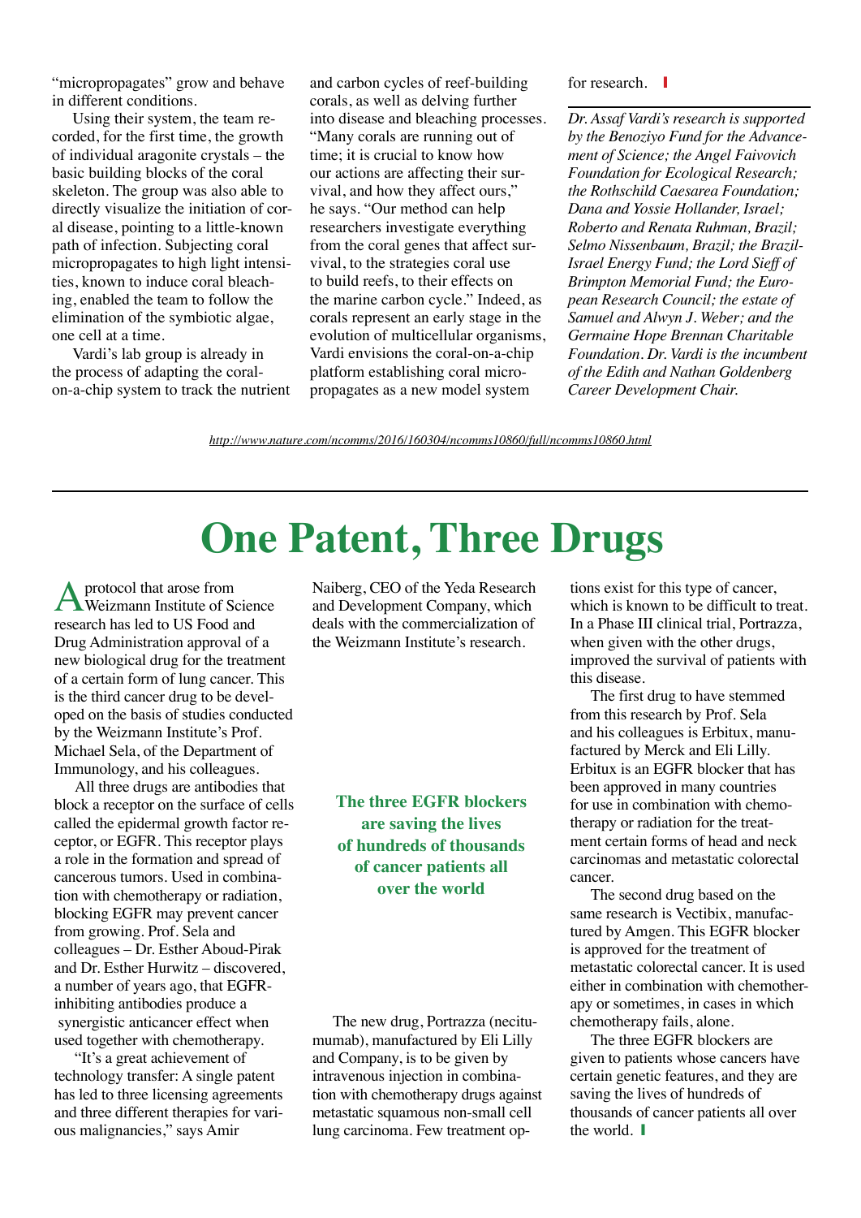"micropropagates" grow and behave in different conditions.

Using their system, the team recorded, for the first time, the growth of individual aragonite crystals – the basic building blocks of the coral skeleton. The group was also able to directly visualize the initiation of coral disease, pointing to a little-known path of infection. Subjecting coral micropropagates to high light intensities, known to induce coral bleaching, enabled the team to follow the elimination of the symbiotic algae, one cell at a time.

Vardi's lab group is already in the process of adapting the coral-on-a-chip system to track the nutrient and carbon cycles of reef-building corals, as well as delving further into disease and bleaching processes. "Many corals are running out of time; it is crucial to know how our actions are affecting their survival, and how they affect ours," he says. "Our method can help researchers investigate everything from the coral genes that affect survival, to the strategies coral use to build reefs, to their effects on the marine carbon cycle." Indeed, as corals represent an early stage in the evolution of multicellular organisms, Vardi envisions the coral-on-a-chip platform establishing coral micropropagates as a new model system for research.

*Dr. Assaf Vardi's research is supported by the Benoziyo Fund for the Advancement of Science; the Angel Faivovich Foundation for Ecological Research; the Rothschild Caesarea Foundation; Dana and Yossie Hollander, Israel; Roberto and Renata Ruhman, Brazil; Selmo Nissenbaum, Brazil; the Brazil-Israel Energy Fund; the Lord Sieff of Brimpton Memorial Fund; the European Research Council; the estate of Samuel and Alwyn J. Weber; and the Germaine Hope Brennan Charitable Foundation. Dr. Vardi is the incumbent of the Edith and Nathan Goldenberg Career Development Chair.*

http://www.nature.com/ncomms/2016/160304/ncomms10860/full/ncomms10860.html

# One Patent, Three Drugs

A protocol that arose from Weizmann Institute of Science research has led to US Food and Drug Administration approval of a new biological drug for the treatment of a certain form of lung cancer. This is the third cancer drug to be developed on the basis of studies conducted by the Weizmann Institute's Prof. Michael Sela, of the Department of Immunology, and his colleagues.

All three drugs are antibodies that block a receptor on the surface of cells called the epidermal growth factor receptor, or EGFR. This receptor plays a role in the formation and spread of cancerous tumors. Used in combination with chemotherapy or radiation, blocking EGFR may prevent cancer from growing. Prof. Sela and colleagues – Dr. Esther Aboud-Pirak and Dr. Esther Hurwitz – discovered, a number of years ago, that EGFR-inhibiting antibodies produce a synergistic anticancer effect when used together with chemotherapy.

"It's a great achievement of technology transfer: A single patent has led to three licensing agreements and three different therapies for various malignancies," says Amir Naiberg, CEO of the Yeda Research and Development Company, which deals with the commercialization of the Weizmann Institute's research.

**The three EGFR blockers are saving the lives of hundreds of thousands of cancer patients all over the world**

The new drug, Portrazza (necitumumab), manufactured by Eli Lilly and Company, is to be given by intravenous injection in combination with chemotherapy drugs against metastatic squamous non-small cell lung carcinoma. Few treatment options exist for this type of cancer, which is known to be difficult to treat. In a Phase III clinical trial, Portrazza, when given with the other drugs, improved the survival of patients with this disease.

The first drug to have stemmed from this research by Prof. Sela and his colleagues is Erbitux, manufactured by Merck and Eli Lilly. Erbitux is an EGFR blocker that has been approved in many countries for use in combination with chemotherapy or radiation for the treatment certain forms of head and neck carcinomas and metastatic colorectal cancer.

The second drug based on the same research is Vectibix, manufactured by Amgen. This EGFR blocker is approved for the treatment of metastatic colorectal cancer. It is used either in combination with chemotherapy or sometimes, in cases in which chemotherapy fails, alone.

The three EGFR blockers are given to patients whose cancers have certain genetic features, and they are saving the lives of hundreds of thousands of cancer patients all over the world.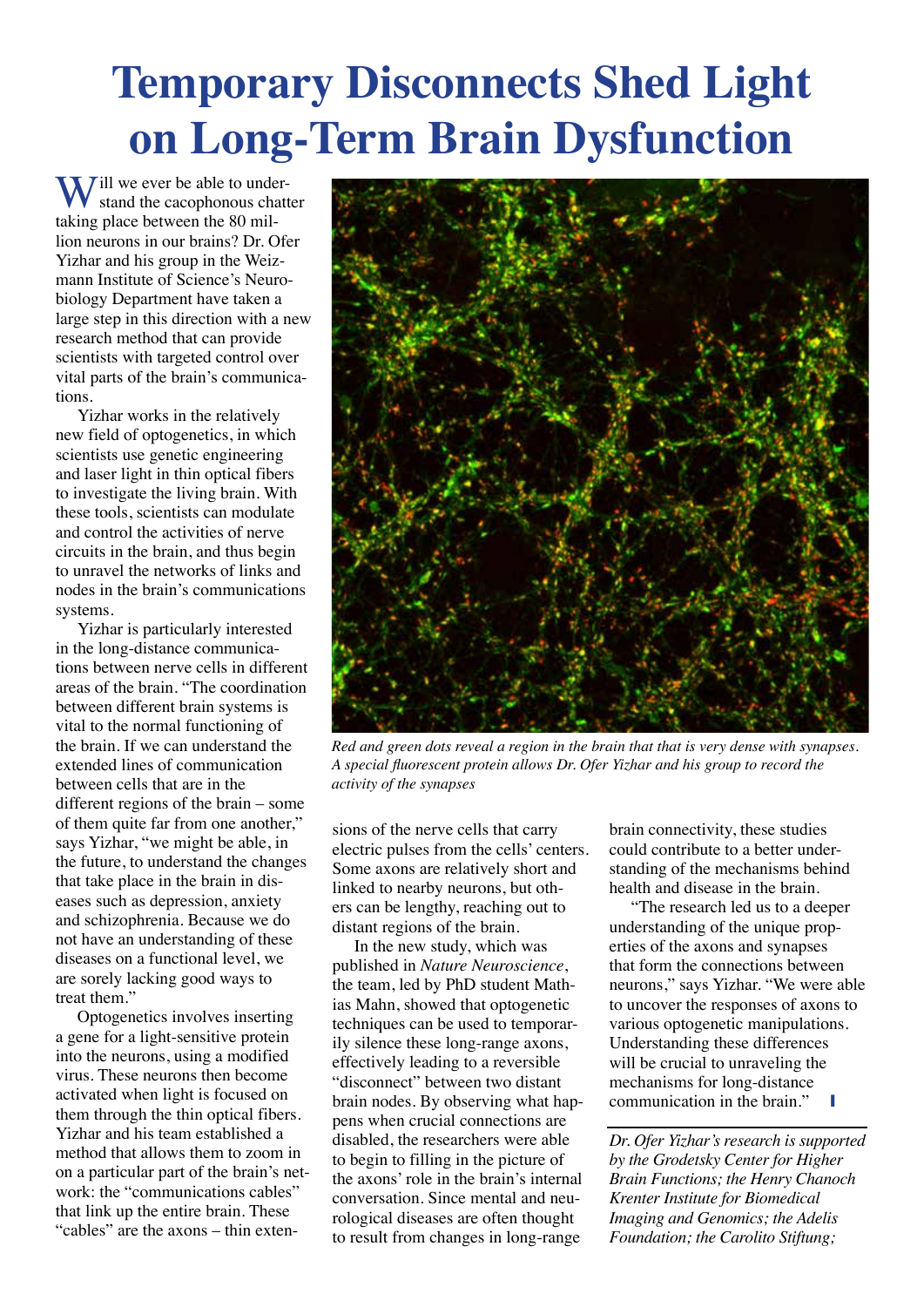# Temporary Disconnects Shed Light on Long-Term Brain Dysfunction

Will we ever be able to understand the cacophonous chatter taking place between the 80 million neurons in our brains? Dr. Ofer Yizhar and his group in the Weizmann Institute of Science's Neurobiology Department have taken a large step in this direction with a new research method that can provide scientists with targeted control over vital parts of the brain's communications.

Yizhar works in the relatively new field of optogenetics, in which scientists use genetic engineering and laser light in thin optical fibers to investigate the living brain. With these tools, scientists can modulate and control the activities of nerve circuits in the brain, and thus begin to unravel the networks of links and nodes in the brain's communications systems.

Yizhar is particularly interested in the long-distance communications between nerve cells in different areas of the brain. "The coordination between different brain systems is vital to the normal functioning of the brain. If we can understand the extended lines of communication between cells that are in the different regions of the brain – some of them quite far from one another," says Yizhar, "we might be able, in the future, to understand the changes that take place in the brain in diseases such as depression, anxiety and schizophrenia. Because we do not have an understanding of these diseases on a functional level, we are sorely lacking good ways to treat them."

Optogenetics involves inserting a gene for a light-sensitive protein into the neurons, using a modified virus. These neurons then become activated when light is focused on them through the thin optical fibers. Yizhar and his team established a method that allows them to zoom in on a particular part of the brain's network: the "communications cables" that link up the entire brain. These "cables" are the axons – thin extensions of the nerve cells that carry electric pulses from the cells' centers. Some axons are relatively short and linked to nearby neurons, but others can be lengthy, reaching out to distant regions of the brain.

*Red and green dots reveal a region in the brain that that is very dense with synapses. A special fluorescent protein allows Dr. Ofer Yizhar and his group to record the activity of the synapses*

In the new study, which was published in *Nature Neuroscience*, the team, led by PhD student Mathias Mahn, showed that optogenetic techniques can be used to temporarily silence these long-range axons, effectively leading to a reversible "disconnect" between two distant brain nodes. By observing what happens when crucial connections are disabled, the researchers were able to begin to filling in the picture of the axons' role in the brain's internal conversation. Since mental and neurological diseases are often thought to result from changes in long-range brain connectivity, these studies could contribute to a better understanding of the mechanisms behind health and disease in the brain.

"The research led us to a deeper understanding of the unique properties of the axons and synapses that form the connections between neurons," says Yizhar. "We were able to uncover the responses of axons to various optogenetic manipulations. Understanding these differences will be crucial to unraveling the mechanisms for long-distance communication in the brain."

*Dr. Ofer Yizhar's research is supported by the Grodetsky Center for Higher Brain Functions; the Henry Chanoch Krenter Institute for Biomedical Imaging and Genomics; the Adelis Foundation; the Carolito Stiftung;*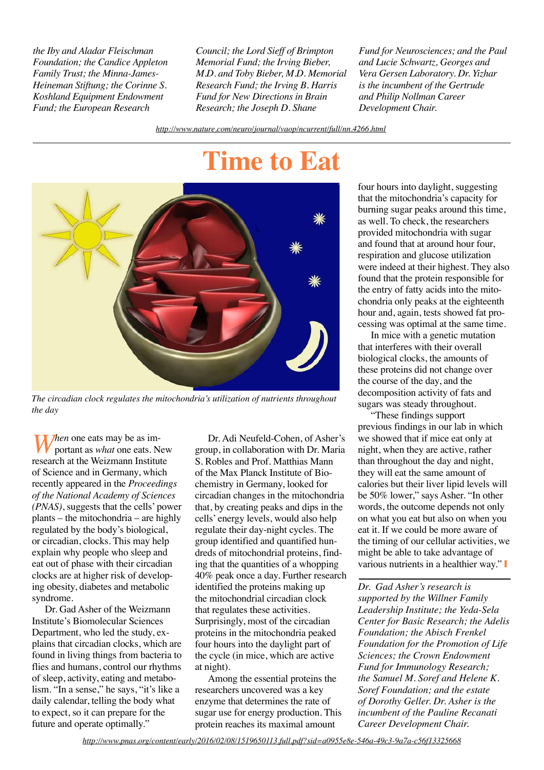*the Iby and Aladar Fleischman Foundation; the Candice Appleton Family Trust; the Minna-James-Heineman Stiftung; the Corinne S. Koshland Equipment Endowment Fund; the European Research Council; the Lord Sieff of Brimpton Memorial Fund; the Irving Bieber, M.D. and Toby Bieber, M.D. Memorial Research Fund; the Irving B. Harris Fund for New Directions in Brain Research; the Joseph D. Shane Fund for Neurosciences; and the Paul and Lucie Schwartz, Georges and Vera Gersen Laboratory. Dr. Yizhar is the incumbent of the Gertrude and Philip Nollman Career Development Chair.*

http://www.nature.com/neuro/journal/vaop/ncurrent/full/nn.4266.html

# Time to Eat

*The circadian clock regulates the mitochondria's utilization of nutrients throughout the day*

When one eats may be as important as *what* one eats. New research at the Weizmann Institute of Science and in Germany, which recently appeared in the *Proceedings of the National Academy of Sciences (PNAS)*, suggests that the cells' power plants – the mitochondria – are highly regulated by the body's biological, or circadian, clocks. This may help explain why people who sleep and eat out of phase with their circadian clocks are at higher risk of developing obesity, diabetes and metabolic syndrome.

Dr. Gad Asher of the Weizmann Institute's Biomolecular Sciences Department, who led the study, explains that circadian clocks, which are found in living things from bacteria to flies and humans, control our rhythms of sleep, activity, eating and metabolism. "In a sense," he says, "it's like a daily calendar, telling the body what to expect, so it can prepare for the future and operate optimally."

Dr. Adi Neufeld-Cohen, of Asher's group, in collaboration with Dr. Maria S. Robles and Prof. Matthias Mann of the Max Planck Institute of Biochemistry in Germany, looked for circadian changes in the mitochondria that, by creating peaks and dips in the cells' energy levels, would also help regulate their day-night cycles. The group identified and quantified hundreds of mitochondrial proteins, finding that the quantities of a whopping 40% peak once a day. Further research identified the proteins making up the mitochondrial circadian clock that regulates these activities. Surprisingly, most of the circadian proteins in the mitochondria peaked four hours into the daylight part of the cycle (in mice, which are active at night).

Among the essential proteins the researchers uncovered was a key enzyme that determines the rate of sugar use for energy production. This protein reaches its maximal amount four hours into daylight, suggesting that the mitochondria's capacity for burning sugar peaks around this time, as well. To check, the researchers provided mitochondria with sugar and found that at around hour four, respiration and glucose utilization were indeed at their highest. They also found that the protein responsible for the entry of fatty acids into the mitochondria only peaks at the eighteenth hour and, again, tests showed fat processing was optimal at the same time.

In mice with a genetic mutation that interferes with their overall biological clocks, the amounts of these proteins did not change over the course of the day, and the decomposition activity of fats and sugars was steady throughout.

"These findings support previous findings in our lab in which we showed that if mice eat only at night, when they are active, rather than throughout the day and night, they will eat the same amount of calories but their liver lipid levels will be 50% lower," says Asher. "In other words, the outcome depends not only on what you eat but also on when you eat it. If we could be more aware of the timing of our cellular activities, we might be able to take advantage of various nutrients in a healthier way."

*Dr. Gad Asher's research is supported by the Willner Family Leadership Institute; the Yeda-Sela Center for Basic Research; the Adelis Foundation; the Abisch Frenkel Foundation for the Promotion of Life Sciences; the Crown Endowment Fund for Immunology Research; the Samuel M. Soref and Helene K. Soref Foundation; and the estate of Dorothy Geller. Dr. Asher is the incumbent of the Pauline Recanati Career Development Chair.*

http://www.pnas.org/content/early/2016/02/08/1519650113.full.pdf?sid=a0955e8e-546a-49c3-9a7a-c56f13325668